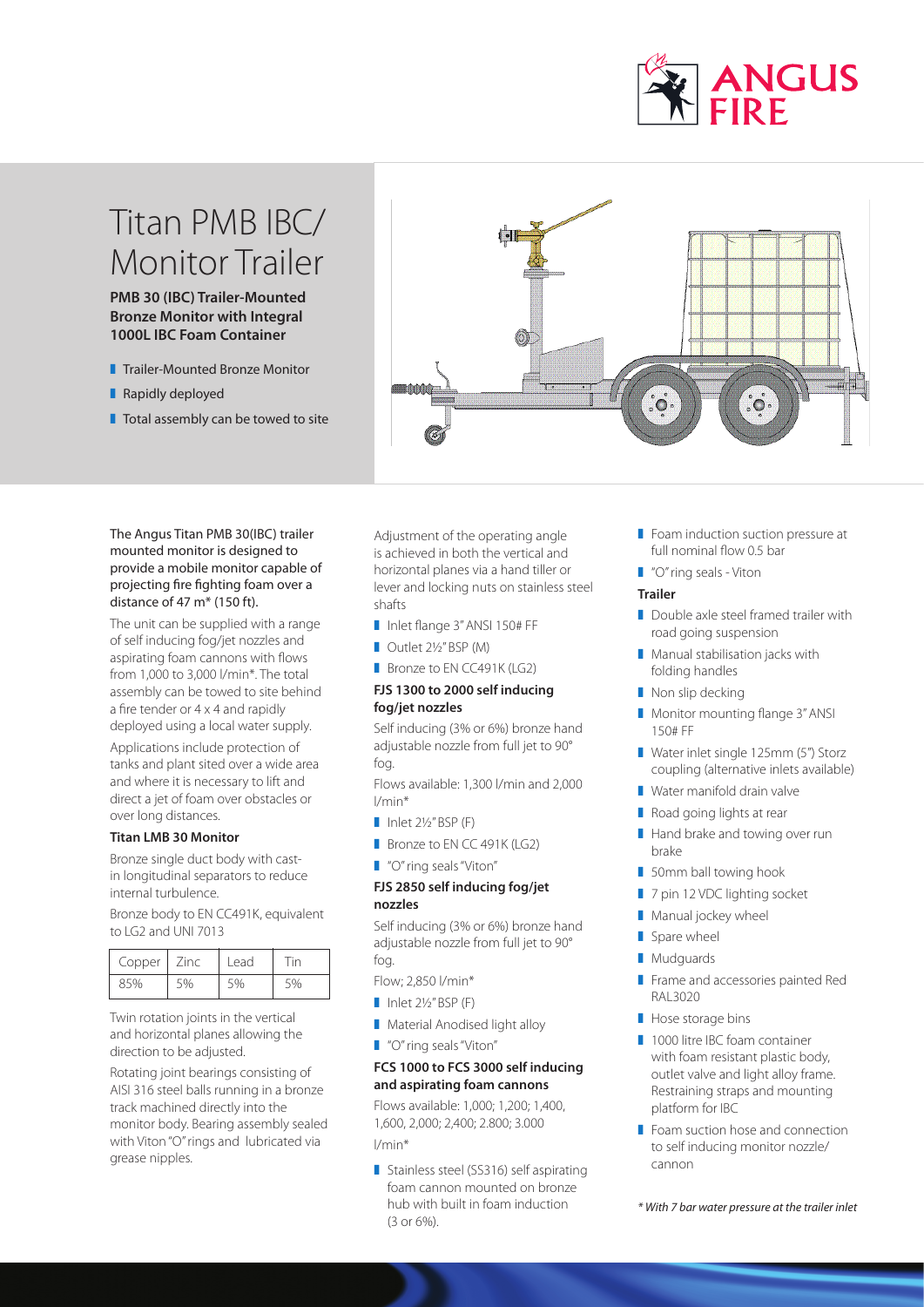# Titan PMB IBC/ Monitor Trailer

**PMB 30 (IBC) Trailer-Mounted Bronze Monitor with Integral 1000L IBC Foam Container**

- Trailer-Mounted Bronze Monitor
- Rapidly deployed
- Total assembly can be towed to site

The Angus Titan PMB 30(IBC) trailer mounted monitor is designed to provide a mobile monitor capable of projecting fire fighting foam over a distance of 47 m* (150 ft).

The unit can be supplied with a range of self inducing fog/jet nozzles and aspirating foam cannons with flows from 1,000 to 3,000 l/min*. The total assembly can be towed to site behind a fire tender or 4 x 4 and rapidly deployed using a local water supply.

Applications include protection of tanks and plant sited over a wide area and where it is necessary to lift and direct a jet of foam over obstacles or over long distances.

### Titan LMB 30 Monitor

Bronze single duct body with cast-in longitudinal separators to reduce internal turbulence.

Bronze body to EN CC491K, equivalent to LG2 and UNI 7013

| Copper | Zinc | Lead | Tin |
|---|---|---|---|
| 85% | 5% | 5% | 5% |

Twin rotation joints in the vertical and horizontal planes allowing the direction to be adjusted.

Rotating joint bearings consisting of AISI 316 steel balls running in a bronze track machined directly into the monitor body. Bearing assembly sealed with Viton "O" rings and lubricated via grease nipples.

Adjustment of the operating angle is achieved in both the vertical and horizontal planes via a hand tiller or lever and locking nuts on stainless steel shafts

- Inlet flange 3" ANSI 150# FF
- Outlet 2½" BSP (M)
- Bronze to EN CC491K (LG2)

### FJS 1300 to 2000 self inducing fog/jet nozzles

Self inducing (3% or 6%) bronze hand adjustable nozzle from full jet to 90° fog.

Flows available: 1,300 l/min and 2,000 l/min*

- Inlet 2½" BSP (F)
- Bronze to EN CC 491K (LG2)
- "O" ring seals "Viton"

### FJS 2850 self inducing fog/jet nozzles

Self inducing (3% or 6%) bronze hand adjustable nozzle from full jet to 90° fog.

Flow; 2,850 l/min*

- Inlet 2½" BSP (F)
- Material Anodised light alloy
- "O" ring seals "Viton"

### FCS 1000 to FCS 3000 self inducing and aspirating foam cannons

Flows available: 1,000; 1,200; 1,400, 1,600, 2,000; 2,400; 2.800; 3.000 l/min*

- Stainless steel (SS316) self aspirating foam cannon mounted on bronze hub with built in foam induction (3 or 6%).
- Foam induction suction pressure at full nominal flow 0.5 bar
- "O" ring seals - Viton

### Trailer

- Double axle steel framed trailer with road going suspension
- Manual stabilisation jacks with folding handles
- Non slip decking
- Monitor mounting flange 3" ANSI 150# FF
- Water inlet single 125mm (5") Storz coupling (alternative inlets available)
- Water manifold drain valve
- Road going lights at rear
- Hand brake and towing over run brake
- 50mm ball towing hook
- 7 pin 12 VDC lighting socket
- Manual jockey wheel
- Spare wheel
- Mudguards
- Frame and accessories painted Red RAL3020
- Hose storage bins
- 1000 litre IBC foam container with foam resistant plastic body, outlet valve and light alloy frame. Restraining straps and mounting platform for IBC
- Foam suction hose and connection to self inducing monitor nozzle/ cannon

*\* With 7 bar water pressure at the trailer inlet*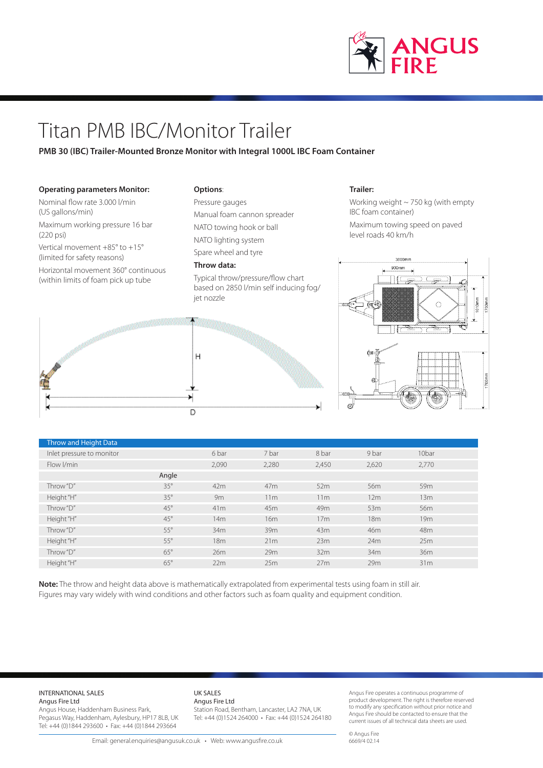# Titan PMB IBC/Monitor Trailer

**PMB 30 (IBC) Trailer-Mounted Bronze Monitor with Integral 1000L IBC Foam Container**

**Operating parameters Monitor:**

Nominal flow rate 3.000 l/min (US gallons/min)

Maximum working pressure 16 bar (220 psi)

Vertical movement +85° to +15° (limited for safety reasons)

Horizontal movement 360° continuous (within limits of foam pick up tube

**Options**:

Pressure gauges

Manual foam cannon spreader

NATO towing hook or ball

NATO lighting system

Spare wheel and tyre

**Throw data:**

Typical throw/pressure/flow chart based on 2850 l/min self inducing fog/ jet nozzle

**Trailer:**

Working weight ~ 750 kg (with empty IBC foam container)

Maximum towing speed on paved level roads 40 km/h

H

D

3800mm

930mm

1010mm

1700mm

1700mm

| Throw and Height Data | | | | | | |
|---|---|---|---|---|---|---|
| Inlet pressure to monitor | | 6 bar | 7 bar | 8 bar | 9 bar | 10bar |
| Flow l/min | | 2,090 | 2,280 | 2,450 | 2,620 | 2,770 |
| | Angle | | | | | |
| Throw "D" | 35° | 42m | 47m | 52m | 56m | 59m |
| Height "H" | 35° | 9m | 11m | 11m | 12m | 13m |
| Throw "D" | 45° | 41m | 45m | 49m | 53m | 56m |
| Height "H" | 45° | 14m | 16m | 17m | 18m | 19m |
| Throw "D" | 55° | 34m | 39m | 43m | 46m | 48m |
| Height "H" | 55° | 18m | 21m | 23m | 24m | 25m |
| Throw "D" | 65° | 26m | 29m | 32m | 34m | 36m |
| Height "H" | 65° | 22m | 25m | 27m | 29m | 31m |

**Note:** The throw and height data above is mathematically extrapolated from experimental tests using foam in still air. Figures may vary widely with wind conditions and other factors such as foam quality and equipment condition.

INTERNATIONAL SALES
Angus Fire Ltd
Angus House, Haddenham Business Park, Pegasus Way, Haddenham, Aylesbury, HP17 8LB, UK
Tel: +44 (0)1844 293600 • Fax: +44 (0)1844 293664

UK SALES
Angus Fire Ltd
Station Road, Bentham, Lancaster, LA2 7NA, UK
Tel: +44 (0)1524 264000 • Fax: +44 (0)1524 264180

Angus Fire operates a continuous programme of product development. The right is therefore reserved to modify any specification without prior notice and Angus Fire should be contacted to ensure that the current issues of all technical data sheets are used.

Email: general.enquiries@angusuk.co.uk • Web: www.angusfire.co.uk

© Angus Fire
6669/4 02.14